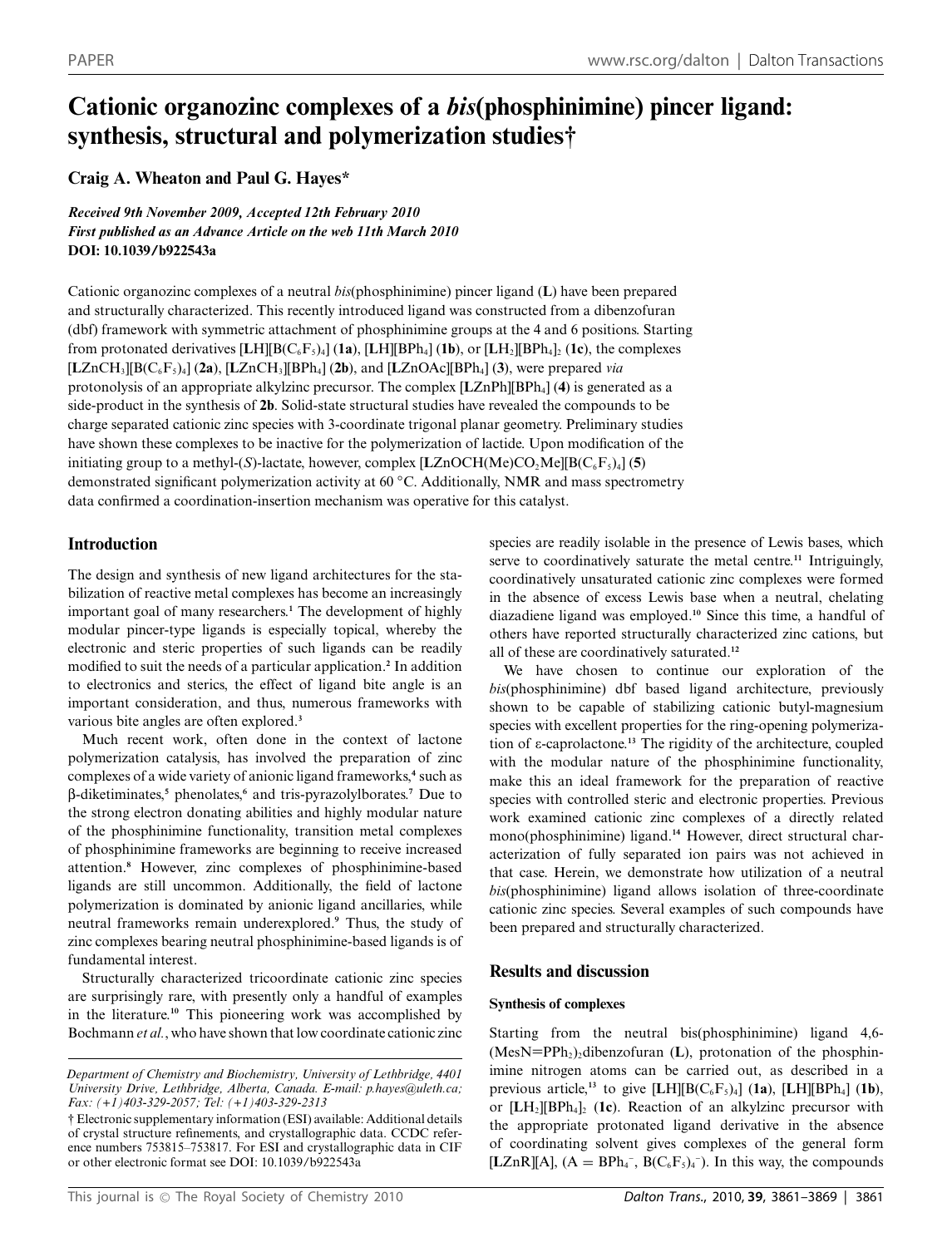# Cationic organozinc complexes of a *bis*(phosphinimine) pincer ligand: synthesis, structural and polymerization studies†

**Craig A. Wheaton and Paul G. Hayes***

*Received 9th November 2009, Accepted 12th February 2010*
*First published as an Advance Article on the web 11th March 2010*
**DOI: 10.1039/b922543a**

Cationic organozinc complexes of a neutral *bis*(phosphinimine) pincer ligand (**L**) have been prepared and structurally characterized. This recently introduced ligand was constructed from a dibenzofuran (dbf) framework with symmetric attachment of phosphinimine groups at the 4 and 6 positions. Starting from protonated derivatives [**L**H][$B(C_6F_5)_4$] (**1a**), [**L**H][$BPh_4$] (**1b**), or [**L**$H_2$][$BPh_4$]$_2$ (**1c**), the complexes [**L**Zn$CH_3$][$B(C_6F_5)_4$] (**2a**), [**L**Zn$CH_3$][$BPh_4$] (**2b**), and [**L**ZnOAc][$BPh_4$] (**3**), were prepared *via* protonolysis of an appropriate alkylzinc precursor. The complex [**L**ZnPh][$BPh_4$] (**4**) is generated as a side-product in the synthesis of **2b**. Solid-state structural studies have revealed the compounds to be charge separated cationic zinc species with 3-coordinate trigonal planar geometry. Preliminary studies have shown these complexes to be inactive for the polymerization of lactide. Upon modification of the initiating group to a methyl-(*S*)-lactate, however, complex [**L**ZnOCH(Me)$CO_2$Me][$B(C_6F_5)_4$] (**5**) demonstrated significant polymerization activity at 60 °C. Additionally, NMR and mass spectrometry data confirmed a coordination-insertion mechanism was operative for this catalyst.

## Introduction

The design and synthesis of new ligand architectures for the stabilization of reactive metal complexes has become an increasingly important goal of many researchers.[1] The development of highly modular pincer-type ligands is especially topical, whereby the electronic and steric properties of such ligands can be readily modified to suit the needs of a particular application.[2] In addition to electronics and sterics, the effect of ligand bite angle is an important consideration, and thus, numerous frameworks with various bite angles are often explored.[3]

Much recent work, often done in the context of lactone polymerization catalysis, has involved the preparation of zinc complexes of a wide variety of anionic ligand frameworks,[4] such as β-diketiminates,[5] phenolates,[6] and tris-pyrazolylborates.[7] Due to the strong electron donating abilities and highly modular nature of the phosphinimine functionality, transition metal complexes of phosphinimine frameworks are beginning to receive increased attention.[8] However, zinc complexes of phosphinimine-based ligands are still uncommon. Additionally, the field of lactone polymerization is dominated by anionic ligand ancillaries, while neutral frameworks remain underexplored.[9] Thus, the study of zinc complexes bearing neutral phosphinimine-based ligands is of fundamental interest.

Structurally characterized tricoordinate cationic zinc species are surprisingly rare, with presently only a handful of examples in the literature.[10] This pioneering work was accomplished by Bochmann *et al.*, who have shown that low coordinate cationic zinc species are readily isolable in the presence of Lewis bases, which serve to coordinatively saturate the metal centre.[11] Intriguingly, coordinatively unsaturated cationic zinc complexes were formed in the absence of excess Lewis base when a neutral, chelating diazadiene ligand was employed.[10] Since this time, a handful of others have reported structurally characterized zinc cations, but all of these are coordinatively saturated.[12]

We have chosen to continue our exploration of the *bis*(phosphinimine) dbf based ligand architecture, previously shown to be capable of stabilizing cationic butyl-magnesium species with excellent properties for the ring-opening polymerization of ε-caprolactone.[13] The rigidity of the architecture, coupled with the modular nature of the phosphinimine functionality, make this an ideal framework for the preparation of reactive species with controlled steric and electronic properties. Previous work examined cationic zinc complexes of a directly related mono(phosphinimine) ligand.[14] However, direct structural characterization of fully separated ion pairs was not achieved in that case. Herein, we demonstrate how utilization of a neutral *bis*(phosphinimine) ligand allows isolation of three-coordinate cationic zinc species. Several examples of such compounds have been prepared and structurally characterized.

## Results and discussion

### Synthesis of complexes

Starting from the neutral bis(phosphinimine) ligand 4,6-(MesN=$PPh_2$)$_2$dibenzofuran (**L**), protonation of the phosphinimine nitrogen atoms can be carried out, as described in a previous article,[13] to give [**L**H][$B(C_6F_5)_4$] (**1a**), [**L**H][$BPh_4$] (**1b**), or [**L**$H_2$][$BPh_4$]$_2$ (**1c**). Reaction of an alkylzinc precursor with the appropriate protonated ligand derivative in the absence of coordinating solvent gives complexes of the general form [**L**ZnR][A], (A = $BPh_4^-$, $B(C_6F_5)_4^-$). In this way, the compounds

*Department of Chemistry and Biochemistry, University of Lethbridge, 4401 University Drive, Lethbridge, Alberta, Canada. E-mail: p.hayes@uleth.ca; Fax: (+1)403-329-2057; Tel: (+1)403-329-2313*

† Electronic supplementary information (ESI) available: Additional details of crystal structure refinements, and crystallographic data. CCDC reference numbers 753815–753817. For ESI and crystallographic data in CIF or other electronic format see DOI: 10.1039/b922543a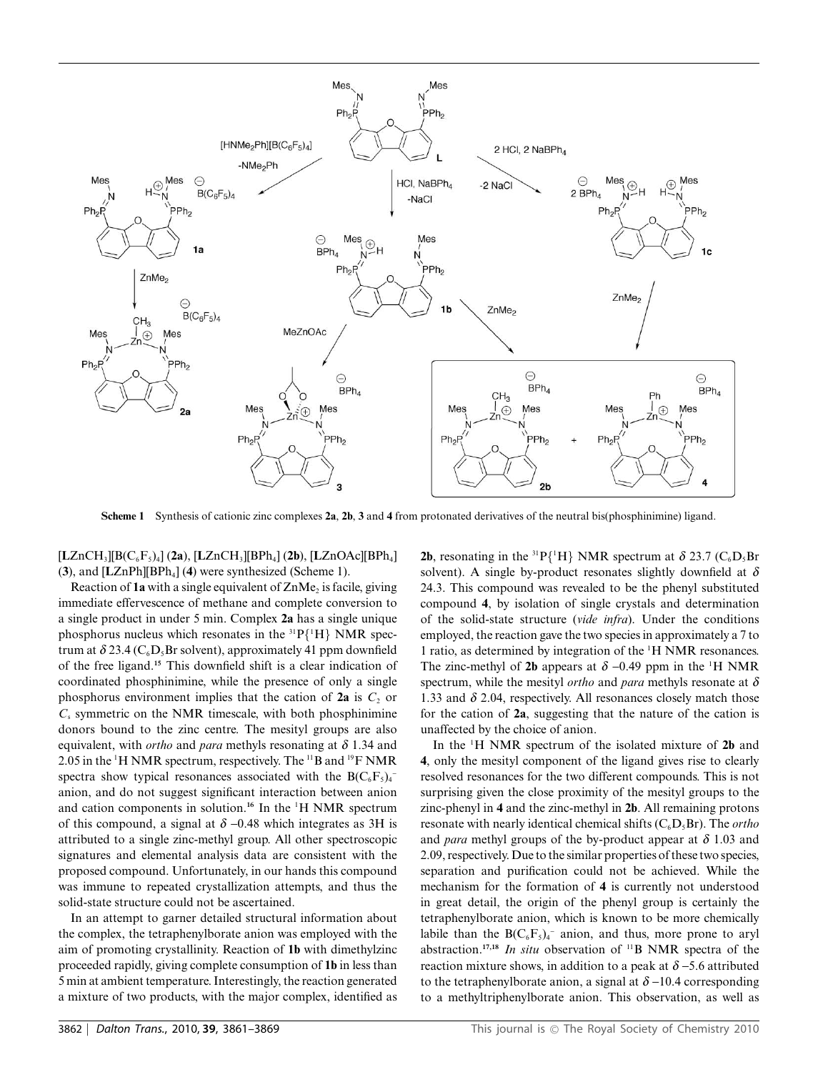**Scheme 1** Synthesis of cationic zinc complexes **2a**, **2b**, **3** and **4** from protonated derivatives of the neutral bis(phosphinimine) ligand.

[$\mathbf{L}ZnCH_3$][$B(C_6F_5)_4$] (**2a**), [$\mathbf{L}ZnCH_3$][$BPh_4$] (**2b**), [$\mathbf{L}$ZnOAc][$BPh_4$] (**3**), and [$\mathbf{L}$ZnPh][$BPh_4$] (**4**) were synthesized (Scheme 1).

Reaction of **1a** with a single equivalent of $ZnMe_2$ is facile, giving immediate effervescence of methane and complete conversion to a single product in under 5 min. Complex **2a** has a single unique phosphorus nucleus which resonates in the $^{31}P\{^1H\}$ NMR spectrum at $\delta$ 23.4 ($C_6D_5Br$ solvent), approximately 41 ppm downfield of the free ligand.[15] This downfield shift is a clear indication of coordinated phosphinimine, while the presence of only a single phosphorus environment implies that the cation of **2a** is $C_2$ or $C_s$ symmetric on the NMR timescale, with both phosphinimine donors bound to the zinc centre. The mesityl groups are also equivalent, with *ortho* and *para* methyls resonating at $\delta$ 1.34 and 2.05 in the $^1H$ NMR spectrum, respectively. The $^{11}B$ and $^{19}F$ NMR spectra show typical resonances associated with the $B(C_6F_5)_4^-$ anion, and do not suggest significant interaction between anion and cation components in solution.[16] In the $^1H$ NMR spectrum of this compound, a signal at $\delta$ −0.48 which integrates as 3H is attributed to a single zinc-methyl group. All other spectroscopic signatures and elemental analysis data are consistent with the proposed compound. Unfortunately, in our hands this compound was immune to repeated crystallization attempts, and thus the solid-state structure could not be ascertained.

In an attempt to garner detailed structural information about the complex, the tetraphenylborate anion was employed with the aim of promoting crystallinity. Reaction of **1b** with dimethylzinc proceeded rapidly, giving complete consumption of **1b** in less than 5 min at ambient temperature. Interestingly, the reaction generated a mixture of two products, with the major complex, identified as **2b**, resonating in the $^{31}P\{^1H\}$ NMR spectrum at $\delta$ 23.7 ($C_6D_5Br$ solvent). A single by-product resonates slightly downfield at $\delta$ 24.3. This compound was revealed to be the phenyl substituted compound **4**, by isolation of single crystals and determination of the solid-state structure (*vide infra*). Under the conditions employed, the reaction gave the two species in approximately a 7 to 1 ratio, as determined by integration of the $^1H$ NMR resonances. The zinc-methyl of **2b** appears at $\delta$ −0.49 ppm in the $^1H$ NMR spectrum, while the mesityl *ortho* and *para* methyls resonate at $\delta$ 1.33 and $\delta$ 2.04, respectively. All resonances closely match those for the cation of **2a**, suggesting that the nature of the cation is unaffected by the choice of anion.

In the $^1H$ NMR spectrum of the isolated mixture of **2b** and **4**, only the mesityl component of the ligand gives rise to clearly resolved resonances for the two different compounds. This is not surprising given the close proximity of the mesityl groups to the zinc-phenyl in **4** and the zinc-methyl in **2b**. All remaining protons resonate with nearly identical chemical shifts ($C_6D_5Br$). The *ortho* and *para* methyl groups of the by-product appear at $\delta$ 1.03 and 2.09, respectively. Due to the similar properties of these two species, separation and purification could not be achieved. While the mechanism for the formation of **4** is currently not understood in great detail, the origin of the phenyl group is certainly the tetraphenylborate anion, which is known to be more chemically labile than the $B(C_6F_5)_4^-$ anion, and thus, more prone to aryl abstraction.[17,18] *In situ* observation of $^{11}B$ NMR spectra of the reaction mixture shows, in addition to a peak at $\delta$ −5.6 attributed to the tetraphenylborate anion, a signal at $\delta$ −10.4 corresponding to a methyltriphenylborate anion. This observation, as well as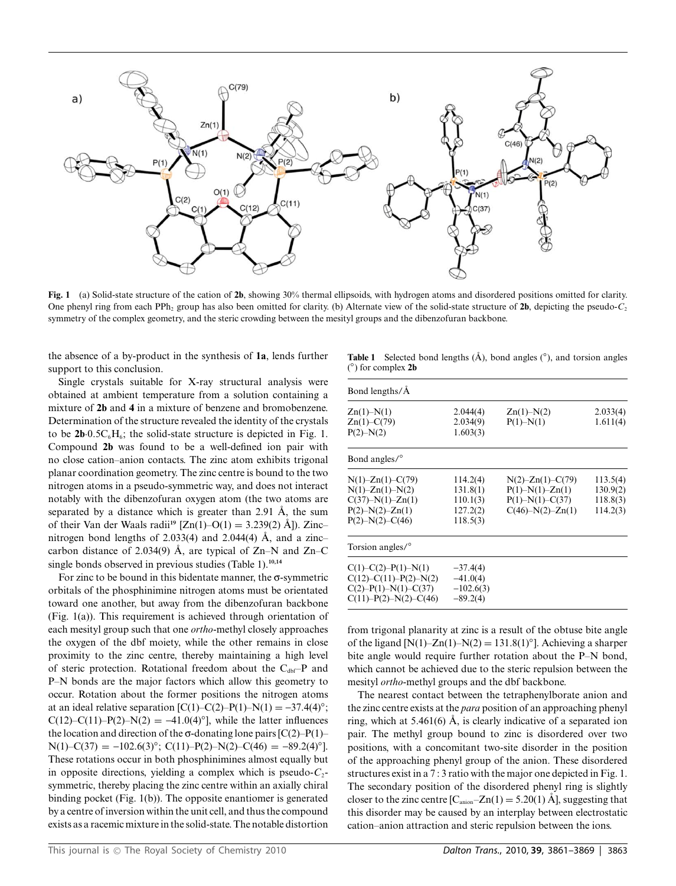Fig. 1 (a) Solid-state structure of the cation of **2b**, showing 30% thermal ellipsoids, with hydrogen atoms and disordered positions omitted for clarity. One phenyl ring from each $PPh_2$ group has also been omitted for clarity. (b) Alternate view of the solid-state structure of **2b**, depicting the pseudo-$C_2$ symmetry of the complex geometry, and the steric crowding between the mesityl groups and the dibenzofuran backbone.

the absence of a by-product in the synthesis of **1a**, lends further support to this conclusion.

Single crystals suitable for X-ray structural analysis were obtained at ambient temperature from a solution containing a mixture of **2b** and **4** in a mixture of benzene and bromobenzene. Determination of the structure revealed the identity of the crystals to be **2b**·$0.5C_6H_6$; the solid-state structure is depicted in Fig. 1. Compound **2b** was found to be a well-defined ion pair with no close cation–anion contacts. The zinc atom exhibits trigonal planar coordination geometry. The zinc centre is bound to the two nitrogen atoms in a pseudo-symmetric way, and does not interact notably with the dibenzofuran oxygen atom (the two atoms are separated by a distance which is greater than 2.91 Å, the sum of their Van der Waals radii[19] [Zn(1)–O(1) = 3.239(2) Å]). Zinc–nitrogen bond lengths of 2.033(4) and 2.044(4) Å, and a zinc–carbon distance of 2.034(9) Å, are typical of Zn–N and Zn–C single bonds observed in previous studies (Table 1).[10,14]

For zinc to be bound in this bidentate manner, the σ-symmetric orbitals of the phosphinimine nitrogen atoms must be orientated toward one another, but away from the dibenzofuran backbone (Fig. 1(a)). This requirement is achieved through orientation of each mesityl group such that one *ortho*-methyl closely approaches the oxygen of the dbf moiety, while the other remains in close proximity to the zinc centre, thereby maintaining a high level of steric protection. Rotational freedom about the $C_{dbf}$–P and P–N bonds are the major factors which allow this geometry to occur. Rotation about the former positions the nitrogen atoms at an ideal relative separation [C(1)–C(2)–P(1)–N(1) = −37.4(4)°; C(12)–C(11)–P(2)–N(2) = −41.0(4)°], while the latter influences the location and direction of the σ-donating lone pairs [C(2)–P(1)–N(1)–C(37) = −102.6(3)°; C(11)–P(2)–N(2)–C(46) = −89.2(4)°]. These rotations occur in both phosphinimines almost equally but in opposite directions, yielding a complex which is pseudo-$C_2$-symmetric, thereby placing the zinc centre within an axially chiral binding pocket (Fig. 1(b)). The opposite enantiomer is generated by a centre of inversion within the unit cell, and thus the compound exists as a racemic mixture in the solid-state. The notable distortion from trigonal planarity at zinc is a result of the obtuse bite angle of the ligand [N(1)–Zn(1)–N(2) = 131.8(1)°]. Achieving a sharper bite angle would require further rotation about the P–N bond, which cannot be achieved due to the steric repulsion between the mesityl *ortho*-methyl groups and the dbf backbone.

**Table 1** Selected bond lengths (Å), bond angles (°), and torsion angles (°) for complex **2b**

| Bond lengths/Å | | | |
|---|---|---|---|
| Zn(1)–N(1) | 2.044(4) | Zn(1)–N(2) | 2.033(4) |
| Zn(1)–C(79) | 2.034(9) | P(1)–N(1) | 1.611(4) |
| P(2)–N(2) | 1.603(3) | | |
| **Bond angles/°** | | | |
| N(1)–Zn(1)–C(79) | 114.2(4) | N(2)–Zn(1)–C(79) | 113.5(4) |
| N(1)–Zn(1)–N(2) | 131.8(1) | P(1)–N(1)–Zn(1) | 130.9(2) |
| C(37)–N(1)–Zn(1) | 110.1(3) | P(1)–N(1)–C(37) | 118.8(3) |
| P(2)–N(2)–Zn(1) | 127.2(2) | C(46)–N(2)–Zn(1) | 114.2(3) |
| P(2)–N(2)–C(46) | 118.5(3) | | |
| **Torsion angles/°** | | | |
| C(1)–C(2)–P(1)–N(1) | −37.4(4) | | |
| C(12)–C(11)–P(2)–N(2) | −41.0(4) | | |
| C(2)–P(1)–N(1)–C(37) | −102.6(3) | | |
| C(11)–P(2)–N(2)–C(46) | −89.2(4) | | |

The nearest contact between the tetraphenylborate anion and the zinc centre exists at the *para* position of an approaching phenyl ring, which at 5.461(6) Å, is clearly indicative of a separated ion pair. The methyl group bound to zinc is disordered over two positions, with a concomitant two-site disorder in the position of the approaching phenyl group of the anion. These disordered structures exist in a 7 : 3 ratio with the major one depicted in Fig. 1. The secondary position of the disordered phenyl ring is slightly closer to the zinc centre [$C_{anion}$–Zn(1) = 5.20(1) Å], suggesting that this disorder may be caused by an interplay between electrostatic cation–anion attraction and steric repulsion between the ions.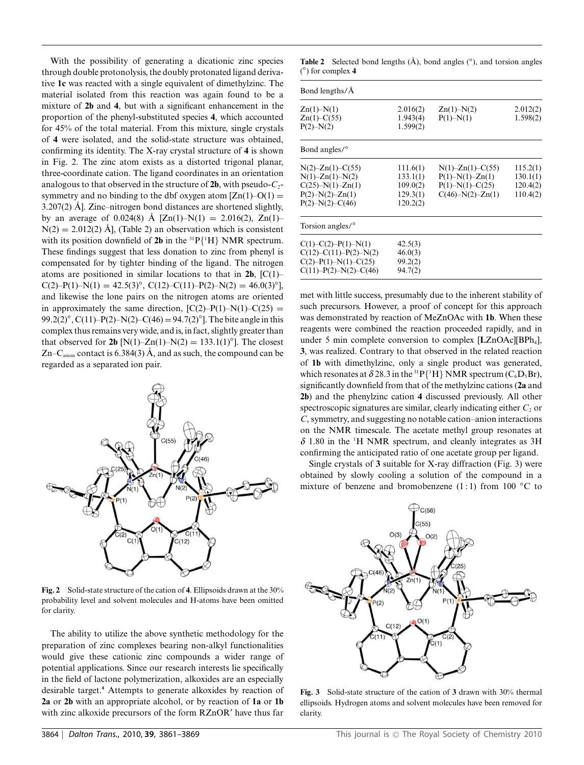With the possibility of generating a dicationic zinc species through double protonolysis, the doubly protonated ligand derivative **1c** was reacted with a single equivalent of dimethylzinc. The material isolated from this reaction was again found to be a mixture of **2b** and **4**, but with a significant enhancement in the proportion of the phenyl-substituted species **4**, which accounted for 45% of the total material. From this mixture, single crystals of **4** were isolated, and the solid-state structure was obtained, confirming its identity. The X-ray crystal structure of **4** is shown in Fig. 2. The zinc atom exists as a distorted trigonal planar, three-coordinate cation. The ligand coordinates in an orientation analogous to that observed in the structure of **2b**, with pseudo-$C_2$-symmetry and no binding to the dbf oxygen atom [Zn(1)–O(1) = 3.207(2) Å]. Zinc–nitrogen bond distances are shortened slightly, by an average of 0.024(8) Å [Zn(1)–N(1) = 2.016(2), Zn(1)–N(2) = 2.012(2) Å], (Table 2) an observation which is consistent with its position downfield of **2b** in the $^{31}P\{^1H\}$ NMR spectrum. These findings suggest that less donation to zinc from phenyl is compensated for by tighter binding of the ligand. The nitrogen atoms are positioned in similar locations to that in **2b**, [C(1)–C(2)–P(1)–N(1) = 42.5(3)°, C(12)–C(11)–P(2)–N(2) = 46.0(3)°], and likewise the lone pairs on the nitrogen atoms are oriented in approximately the same direction, [C(2)–P(1)–N(1)–C(25) = 99.2(2)°, C(11)–P(2)–N(2)–C(46) = 94.7(2)°]. The bite angle in this complex thus remains very wide, and is, in fact, slightly greater than that observed for **2b** [N(1)–Zn(1)–N(2) = 133.1(1)°]. The closest Zn–$C_{anion}$ contact is 6.384(3) Å, and as such, the compound can be regarded as a separated ion pair.

**Fig. 2** Solid-state structure of the cation of **4**. Ellipsoids drawn at the 30% probability level and solvent molecules and H-atoms have been omitted for clarity.

The ability to utilize the above synthetic methodology for the preparation of zinc complexes bearing non-alkyl functionalities would give these cationic zinc compounds a wider range of potential applications. Since our research interests lie specifically in the field of lactone polymerization, alkoxides are an especially desirable target.[4] Attempts to generate alkoxides by reaction of **2a** or **2b** with an appropriate alcohol, or by reaction of **1a** or **1b** with zinc alkoxide precursors of the form RZnOR′ have thus far met with little success, presumably due to the inherent stability of such precursors. However, a proof of concept for this approach was demonstrated by reaction of MeZnOAc with **1b**. When these reagents were combined the reaction proceeded rapidly, and in under 5 min complete conversion to complex [**L**ZnOAc][$BPh_4$], **3**, was realized. Contrary to that observed in the related reaction of **1b** with dimethylzinc, only a single product was generated, which resonates at $\delta$ 28.3 in the $^{31}P\{^1H\}$ NMR spectrum ($C_6D_5Br$), significantly downfield from that of the methylzinc cations (**2a** and **2b**) and the phenylzinc cation **4** discussed previously. All other spectroscopic signatures are similar, clearly indicating either $C_2$ or $C_s$ symmetry, and suggesting no notable cation–anion interactions on the NMR timescale. The acetate methyl group resonates at $\delta$ 1.80 in the $^1H$ NMR spectrum, and cleanly integrates as 3H confirming the anticipated ratio of one acetate group per ligand.

Single crystals of **3** suitable for X-ray diffraction (Fig. 3) were obtained by slowly cooling a solution of the compound in a mixture of benzene and bromobenzene (1 : 1) from 100 °C to

**Table 2** Selected bond lengths (Å), bond angles (°), and torsion angles (°) for complex **4**

| Bond lengths/Å | | | |
|---|---|---|---|
| Zn(1)–N(1) | 2.016(2) | Zn(1)–N(2) | 2.012(2) |
| Zn(1)–C(55) | 1.943(4) | P(1)–N(1) | 1.598(2) |
| P(2)–N(2) | 1.599(2) | | |
| **Bond angles/°** | | | |
| N(2)–Zn(1)–C(55) | 111.6(1) | N(1)–Zn(1)–C(55) | 115.2(1) |
| N(1)–Zn(1)–N(2) | 133.1(1) | P(1)–N(1)–Zn(1) | 130.1(1) |
| C(25)–N(1)–Zn(1) | 109.0(2) | P(1)–N(1)–C(25) | 120.4(2) |
| P(2)–N(2)–Zn(1) | 129.3(1) | C(46)–N(2)–Zn(1) | 110.4(2) |
| P(2)–N(2)–C(46) | 120.2(2) | | |
| **Torsion angles/°** | | | |
| C(1)–C(2)–P(1)–N(1) | 42.5(3) | | |
| C(12)–C(11)–P(2)–N(2) | 46.0(3) | | |
| C(2)–P(1)–N(1)–C(25) | 99.2(2) | | |
| C(11)–P(2)–N(2)–C(46) | 94.7(2) | | |

**Fig. 3** Solid-state structure of the cation of **3** drawn with 30% thermal ellipsoids. Hydrogen atoms and solvent molecules have been removed for clarity.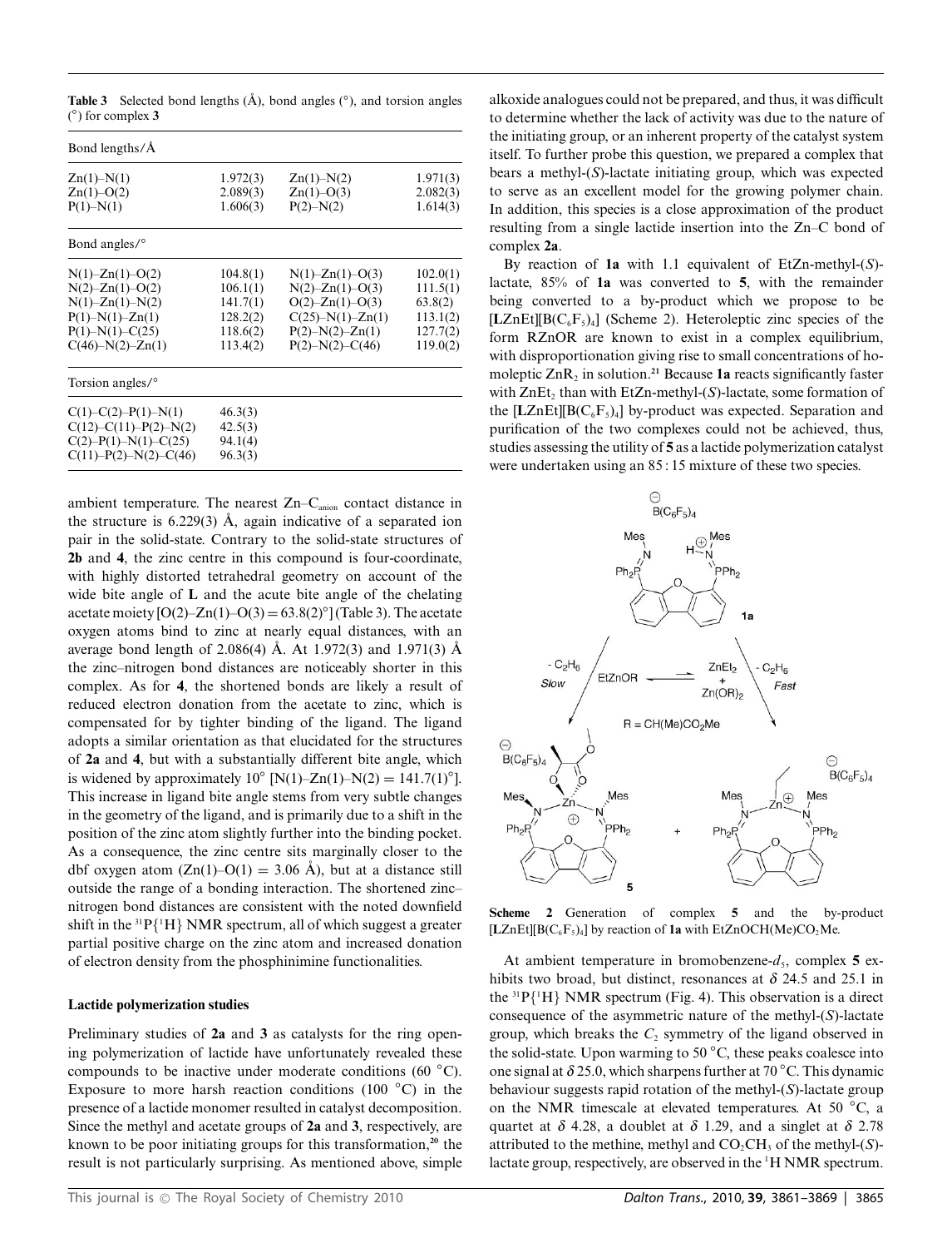**Table 3** Selected bond lengths (Å), bond angles (°), and torsion angles (°) for complex **3**

| Bond lengths/Å | | | |
|---|---|---|---|
| Zn(1)–N(1) | 1.972(3) | Zn(1)–N(2) | 1.971(3) |
| Zn(1)–O(2) | 2.089(3) | Zn(1)–O(3) | 2.082(3) |
| P(1)–N(1) | 1.606(3) | P(2)–N(2) | 1.614(3) |
| **Bond angles/°** | | | |
| N(1)–Zn(1)–O(2) | 104.8(1) | N(1)–Zn(1)–O(3) | 102.0(1) |
| N(2)–Zn(1)–O(2) | 106.1(1) | N(2)–Zn(1)–O(3) | 111.5(1) |
| N(1)–Zn(1)–N(2) | 141.7(1) | O(2)–Zn(1)–O(3) | 63.8(2) |
| P(1)–N(1)–Zn(1) | 128.2(2) | C(25)–N(1)–Zn(1) | 113.1(2) |
| P(1)–N(1)–C(25) | 118.6(2) | P(2)–N(2)–Zn(1) | 127.7(2) |
| C(46)–N(2)–Zn(1) | 113.4(2) | P(2)–N(2)–C(46) | 119.0(2) |
| **Torsion angles/°** | | | |
| C(1)–C(2)–P(1)–N(1) | 46.3(3) | | |
| C(12)–C(11)–P(2)–N(2) | 42.5(3) | | |
| C(2)–P(1)–N(1)–C(25) | 94.1(4) | | |
| C(11)–P(2)–N(2)–C(46) | 96.3(3) | | |

ambient temperature. The nearest Zn–$C_{anion}$ contact distance in the structure is 6.229(3) Å, again indicative of a separated ion pair in the solid-state. Contrary to the solid-state structures of **2b** and **4**, the zinc centre in this compound is four-coordinate, with highly distorted tetrahedral geometry on account of the wide bite angle of **L** and the acute bite angle of the chelating acetate moiety [O(2)–Zn(1)–O(3) = 63.8(2)°] (Table 3). The acetate oxygen atoms bind to zinc at nearly equal distances, with an average bond length of 2.086(4) Å. At 1.972(3) and 1.971(3) Å the zinc–nitrogen bond distances are noticeably shorter in this complex. As for **4**, the shortened bonds are likely a result of reduced electron donation from the acetate to zinc, which is compensated for by tighter binding of the ligand. The ligand adopts a similar orientation as that elucidated for the structures of **2a** and **4**, but with a substantially different bite angle, which is widened by approximately 10° [N(1)–Zn(1)–N(2) = 141.7(1)°]. This increase in ligand bite angle stems from very subtle changes in the geometry of the ligand, and is primarily due to a shift in the position of the zinc atom slightly further into the binding pocket. As a consequence, the zinc centre sits marginally closer to the dbf oxygen atom (Zn(1)–O(1) = 3.06 Å), but at a distance still outside the range of a bonding interaction. The shortened zinc–nitrogen bond distances are consistent with the noted downfield shift in the $^{31}P\{^1H\}$ NMR spectrum, all of which suggest a greater partial positive charge on the zinc atom and increased donation of electron density from the phosphinimine functionalities.

### Lactide polymerization studies

Preliminary studies of **2a** and **3** as catalysts for the ring opening polymerization of lactide have unfortunately revealed these compounds to be inactive under moderate conditions (60 °C). Exposure to more harsh reaction conditions (100 °C) in the presence of a lactide monomer resulted in catalyst decomposition. Since the methyl and acetate groups of **2a** and **3**, respectively, are known to be poor initiating groups for this transformation,[20] the result is not particularly surprising. As mentioned above, simple alkoxide analogues could not be prepared, and thus, it was difficult to determine whether the lack of activity was due to the nature of the initiating group, or an inherent property of the catalyst system itself. To further probe this question, we prepared a complex that bears a methyl-(*S*)-lactate initiating group, which was expected to serve as an excellent model for the growing polymer chain. In addition, this species is a close approximation of the product resulting from a single lactide insertion into the Zn–C bond of complex **2a**.

By reaction of **1a** with 1.1 equivalent of EtZn-methyl-(*S*)-lactate, 85% of **1a** was converted to **5**, with the remainder being converted to a by-product which we propose to be [**L**ZnEt][$B(C_6F_5)_4$] (Scheme 2). Heteroleptic zinc species of the form RZnOR are known to exist in a complex equilibrium, with disproportionation giving rise to small concentrations of homoleptic $ZnR_2$ in solution.[21] Because **1a** reacts significantly faster with $ZnEt_2$ than with EtZn-methyl-(*S*)-lactate, some formation of the [**L**ZnEt][$B(C_6F_5)_4$] by-product was expected. Separation and purification of the two complexes could not be achieved, thus, studies assessing the utility of **5** as a lactide polymerization catalyst were undertaken using an 85 : 15 mixture of these two species.

**Scheme 2** Generation of complex **5** and the by-product [**L**ZnEt][$B(C_6F_5)_4$] by reaction of **1a** with $EtZnOCH(Me)CO_2Me$.

At ambient temperature in bromobenzene-$d_5$, complex **5** exhibits two broad, but distinct, resonances at δ 24.5 and 25.1 in the $^{31}P\{^1H\}$ NMR spectrum (Fig. 4). This observation is a direct consequence of the asymmetric nature of the methyl-(*S*)-lactate group, which breaks the $C_2$ symmetry of the ligand observed in the solid-state. Upon warming to 50 °C, these peaks coalesce into one signal at δ 25.0, which sharpens further at 70 °C. This dynamic behaviour suggests rapid rotation of the methyl-(*S*)-lactate group on the NMR timescale at elevated temperatures. At 50 °C, a quartet at δ 4.28, a doublet at δ 1.29, and a singlet at δ 2.78 attributed to the methine, methyl and $CO_2CH_3$ of the methyl-(*S*)-lactate group, respectively, are observed in the $^1H$ NMR spectrum.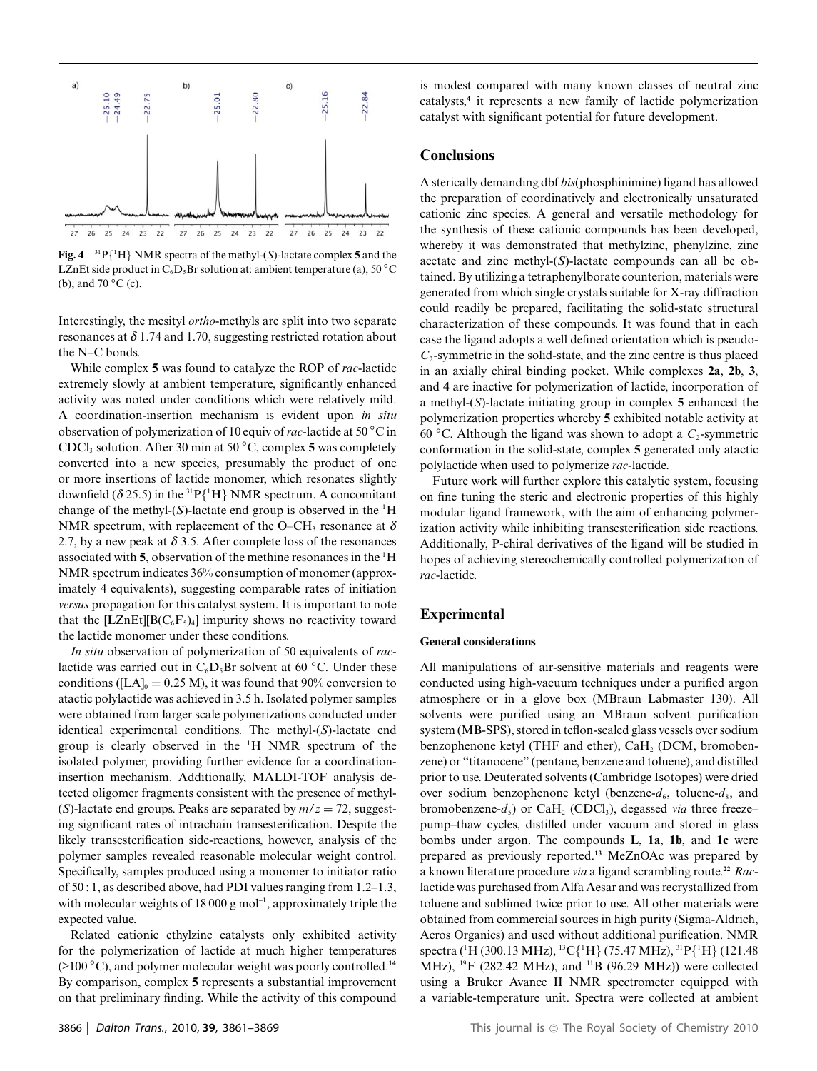Fig. 4 $^{31}P\{^{1}H\}$ NMR spectra of the methyl-(*S*)-lactate complex **5** and the **L**ZnEt side product in $C_6D_5Br$ solution at: ambient temperature (a), 50 °C (b), and 70 °C (c).

Interestingly, the mesityl *ortho*-methyls are split into two separate resonances at $\delta$ 1.74 and 1.70, suggesting restricted rotation about the N–C bonds.

While complex **5** was found to catalyze the ROP of *rac*-lactide extremely slowly at ambient temperature, significantly enhanced activity was noted under conditions which were relatively mild. A coordination-insertion mechanism is evident upon *in situ* observation of polymerization of 10 equiv of *rac*-lactide at 50 °C in $CDCl_3$ solution. After 30 min at 50 °C, complex **5** was completely converted into a new species, presumably the product of one or more insertions of lactide monomer, which resonates slightly downfield ($\delta$ 25.5) in the $^{31}P\{^{1}H\}$ NMR spectrum. A concomitant change of the methyl-(*S*)-lactate end group is observed in the $^{1}H$ NMR spectrum, with replacement of the O–$CH_3$ resonance at $\delta$ 2.7, by a new peak at $\delta$ 3.5. After complete loss of the resonances associated with **5**, observation of the methine resonances in the $^{1}H$ NMR spectrum indicates 36% consumption of monomer (approximately 4 equivalents), suggesting comparable rates of initiation *versus* propagation for this catalyst system. It is important to note that the [**L**ZnEt][$B(C_6F_5)_4$] impurity shows no reactivity toward the lactide monomer under these conditions.

*In situ* observation of polymerization of 50 equivalents of *rac*-lactide was carried out in $C_6D_5Br$ solvent at 60 °C. Under these conditions ($[LA]_0 = 0.25$ M), it was found that 90% conversion to atactic polylactide was achieved in 3.5 h. Isolated polymer samples were obtained from larger scale polymerizations conducted under identical experimental conditions. The methyl-(*S*)-lactate end group is clearly observed in the $^{1}H$ NMR spectrum of the isolated polymer, providing further evidence for a coordination-insertion mechanism. Additionally, MALDI-TOF analysis detected oligomer fragments consistent with the presence of methyl-(*S*)-lactate end groups. Peaks are separated by $m/z = 72$, suggesting significant rates of intrachain transesterification. Despite the likely transesterification side-reactions, however, analysis of the polymer samples revealed reasonable molecular weight control. Specifically, samples produced using a monomer to initiator ratio of 50 : 1, as described above, had PDI values ranging from 1.2–1.3, with molecular weights of 18 000 g $mol^{-1}$, approximately triple the expected value.

Related cationic ethylzinc catalysts only exhibited activity for the polymerization of lactide at much higher temperatures (≥100 °C), and polymer molecular weight was poorly controlled.[14] By comparison, complex **5** represents a substantial improvement on that preliminary finding. While the activity of this compound is modest compared with many known classes of neutral zinc catalysts,[4] it represents a new family of lactide polymerization catalyst with significant potential for future development.

## Conclusions

A sterically demanding dbf *bis*(phosphinimine) ligand has allowed the preparation of coordinatively and electronically unsaturated cationic zinc species. A general and versatile methodology for the synthesis of these cationic compounds has been developed, whereby it was demonstrated that methylzinc, phenylzinc, zinc acetate and zinc methyl-(*S*)-lactate compounds can all be obtained. By utilizing a tetraphenylborate counterion, materials were generated from which single crystals suitable for X-ray diffraction could readily be prepared, facilitating the solid-state structural characterization of these compounds. It was found that in each case the ligand adopts a well defined orientation which is pseudo-$C_2$-symmetric in the solid-state, and the zinc centre is thus placed in an axially chiral binding pocket. While complexes **2a**, **2b**, **3**, and **4** are inactive for polymerization of lactide, incorporation of a methyl-(*S*)-lactate initiating group in complex **5** enhanced the polymerization properties whereby **5** exhibited notable activity at 60 °C. Although the ligand was shown to adopt a $C_2$-symmetric conformation in the solid-state, complex **5** generated only atactic polylactide when used to polymerize *rac*-lactide.

Future work will further explore this catalytic system, focusing on fine tuning the steric and electronic properties of this highly modular ligand framework, with the aim of enhancing polymerization activity while inhibiting transesterification side reactions. Additionally, P-chiral derivatives of the ligand will be studied in hopes of achieving stereochemically controlled polymerization of *rac*-lactide.

## Experimental

### General considerations

All manipulations of air-sensitive materials and reagents were conducted using high-vacuum techniques under a purified argon atmosphere or in a glove box (MBraun Labmaster 130). All solvents were purified using an MBraun solvent purification system (MB-SPS), stored in teflon-sealed glass vessels over sodium benzophenone ketyl (THF and ether), $CaH_2$ (DCM, bromobenzene) or "titanocene" (pentane, benzene and toluene), and distilled prior to use. Deuterated solvents (Cambridge Isotopes) were dried over sodium benzophenone ketyl (benzene-$d_6$, toluene-$d_8$, and bromobenzene-$d_5$) or $CaH_2$ ($CDCl_3$), degassed *via* three freeze–pump–thaw cycles, distilled under vacuum and stored in glass bombs under argon. The compounds **L**, **1a**, **1b**, and **1c** were prepared as previously reported.[13] MeZnOAc was prepared by a known literature procedure *via* a ligand scrambling route.[22] *Rac*-lactide was purchased from Alfa Aesar and was recrystallized from toluene and sublimed twice prior to use. All other materials were obtained from commercial sources in high purity (Sigma-Aldrich, Acros Organics) and used without additional purification. NMR spectra ($^{1}H$ (300.13 MHz), $^{13}C\{^{1}H\}$ (75.47 MHz), $^{31}P\{^{1}H\}$ (121.48 MHz), $^{19}F$ (282.42 MHz), and $^{11}B$ (96.29 MHz)) were collected using a Bruker Avance II NMR spectrometer equipped with a variable-temperature unit. Spectra were collected at ambient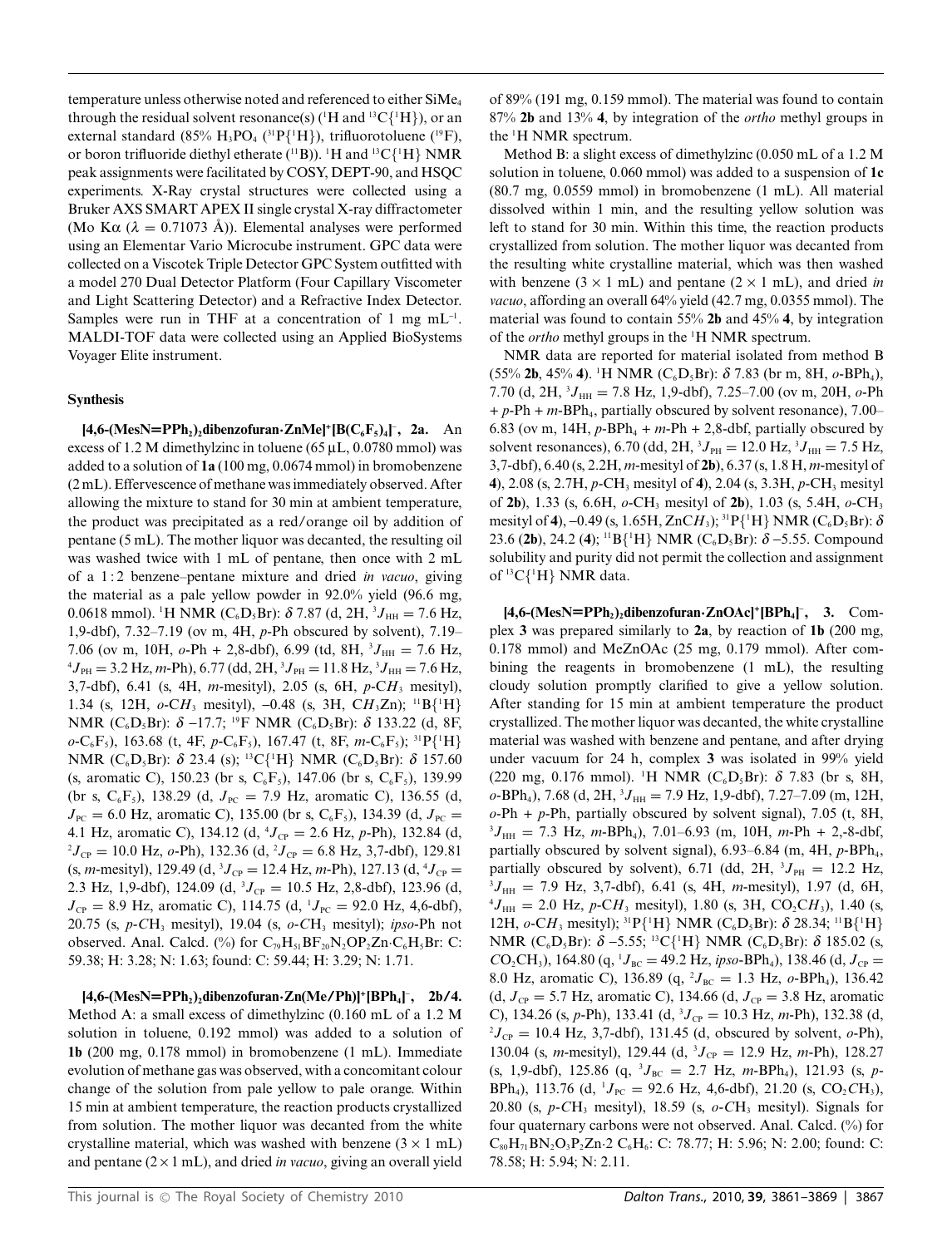temperature unless otherwise noted and referenced to either $SiMe_4$ through the residual solvent resonance(s) ($^1H$ and $^{13}C\{^1H\}$), or an external standard (85% $H_3PO_4$ ($^{31}P\{^1H\}$), trifluorotoluene ($^{19}F$), or boron trifluoride diethyl etherate ($^{11}B$)). $^1H$ and $^{13}C\{^1H\}$ NMR peak assignments were facilitated by COSY, DEPT-90, and HSQC experiments. X-Ray crystal structures were collected using a Bruker AXS SMART APEX II single crystal X-ray diffractometer (Mo Kα (λ = 0.71073 Å)). Elemental analyses were performed using an Elementar Vario Microcube instrument. GPC data were collected on a Viscotek Triple Detector GPC System outfitted with a model 270 Dual Detector Platform (Four Capillary Viscometer and Light Scattering Detector) and a Refractive Index Detector. Samples were run in THF at a concentration of 1 mg $mL^{-1}$. MALDI-TOF data were collected using an Applied BioSystems Voyager Elite instrument.

### Synthesis

**[4,6-(MesN=PPh$_2$)$_2$dibenzofuran·ZnMe]$^+$[B(C$_6$F$_5$)$_4$]$^-$, 2a.** An excess of 1.2 M dimethylzinc in toluene (65 μL, 0.0780 mmol) was added to a solution of **1a** (100 mg, 0.0674 mmol) in bromobenzene (2 mL). Effervescence of methane was immediately observed. After allowing the mixture to stand for 30 min at ambient temperature, the product was precipitated as a red/orange oil by addition of pentane (5 mL). The mother liquor was decanted, the resulting oil was washed twice with 1 mL of pentane, then once with 2 mL of a 1 : 2 benzene–pentane mixture and dried *in vacuo*, giving the material as a pale yellow powder in 92.0% yield (96.6 mg, 0.0618 mmol). $^1H$ NMR ($C_6D_5Br$): δ 7.87 (d, 2H, $^3J_{HH}$ = 7.6 Hz, 1,9-dbf), 7.32–7.19 (ov m, 4H, *p*-Ph obscured by solvent), 7.19–7.06 (ov m, 10H, *o*-Ph + 2,8-dbf), 6.99 (td, 8H, $^3J_{HH}$ = 7.6 Hz, $^4J_{PH}$ = 3.2 Hz, *m*-Ph), 6.77 (dd, 2H, $^3J_{PH}$ = 11.8 Hz, $^3J_{HH}$ = 7.6 Hz, 3,7-dbf), 6.41 (s, 4H, *m*-mesityl), 2.05 (s, 6H, *p*-C$H_3$ mesityl), 1.34 (s, 12H, *o*-C$H_3$ mesityl), −0.48 (s, 3H, C$H_3$Zn); $^{11}B\{^1H\}$ NMR ($C_6D_5Br$): δ −17.7; $^{19}F$ NMR ($C_6D_5Br$): δ 133.22 (d, 8F, *o*-$C_6F_5$), 163.68 (t, 4F, *p*-$C_6F_5$), 167.47 (t, 8F, *m*-$C_6F_5$); $^{31}P\{^1H\}$ NMR ($C_6D_5Br$): δ 23.4 (s); $^{13}C\{^1H\}$ NMR ($C_6D_5Br$): δ 157.60 (s, aromatic C), 150.23 (br s, $C_6F_5$), 147.06 (br s, $C_6F_5$), 139.99 (br s, $C_6F_5$), 138.29 (d, $J_{PC}$ = 7.9 Hz, aromatic C), 136.55 (d, $J_{PC}$ = 6.0 Hz, aromatic C), 135.00 (br s, $C_6F_5$), 134.39 (d, $J_{PC}$ = 4.1 Hz, aromatic C), 134.12 (d, $^4J_{CP}$ = 2.6 Hz, *p*-Ph), 132.84 (d, $^2J_{CP}$ = 10.0 Hz, *o*-Ph), 132.36 (d, $^2J_{CP}$ = 6.8 Hz, 3,7-dbf), 129.81 (s, *m*-mesityl), 129.49 (d, $^3J_{CP}$ = 12.4 Hz, *m*-Ph), 127.13 (d, $^4J_{CP}$ = 2.3 Hz, 1,9-dbf), 124.09 (d, $^3J_{CP}$ = 10.5 Hz, 2,8-dbf), 123.96 (d, $J_{CP}$ = 8.9 Hz, aromatic C), 114.75 (d, $^1J_{PC}$ = 92.0 Hz, 4,6-dbf), 20.75 (s, *p*-$CH_3$ mesityl), 19.04 (s, *o*-$CH_3$ mesityl); *ipso*-Ph not observed. Anal. Calcd. (%) for $C_{79}H_{51}BF_{20}N_2OP_2Zn{\cdot}C_6H_5Br$: C: 59.38; H: 3.28; N: 1.63; found: C: 59.44; H: 3.29; N: 1.71.

**[4,6-(MesN=PPh$_2$)$_2$dibenzofuran·Zn(Me/Ph)]$^+$[BPh$_4$]$^-$, 2b/4.** Method A: a small excess of dimethylzinc (0.160 mL of a 1.2 M solution in toluene, 0.192 mmol) was added to a solution of **1b** (200 mg, 0.178 mmol) in bromobenzene (1 mL). Immediate evolution of methane gas was observed, with a concomitant colour change of the solution from pale yellow to pale orange. Within 15 min at ambient temperature, the reaction products crystallized from solution. The mother liquor was decanted from the white crystalline material, which was washed with benzene (3 × 1 mL) and pentane (2 × 1 mL), and dried *in vacuo*, giving an overall yield of 89% (191 mg, 0.159 mmol). The material was found to contain 87% **2b** and 13% **4**, by integration of the *ortho* methyl groups in the $^1H$ NMR spectrum.

Method B: a slight excess of dimethylzinc (0.050 mL of a 1.2 M solution in toluene, 0.060 mmol) was added to a suspension of **1c** (80.7 mg, 0.0559 mmol) in bromobenzene (1 mL). All material dissolved within 1 min, and the resulting yellow solution was left to stand for 30 min. Within this time, the reaction products crystallized from solution. The mother liquor was decanted from the resulting white crystalline material, which was then washed with benzene (3 × 1 mL) and pentane (2 × 1 mL), and dried *in vacuo*, affording an overall 64% yield (42.7 mg, 0.0355 mmol). The material was found to contain 55% **2b** and 45% **4**, by integration of the *ortho* methyl groups in the $^1H$ NMR spectrum.

NMR data are reported for material isolated from method B (55% **2b**, 45% **4**). $^1H$ NMR ($C_6D_5Br$): δ 7.83 (br m, 8H, *o*-BPh$_4$), 7.70 (d, 2H, $^3J_{HH}$ = 7.8 Hz, 1,9-dbf), 7.25–7.00 (ov m, 20H, *o*-Ph + *p*-Ph + *m*-BPh$_4$, partially obscured by solvent resonance), 7.00–6.83 (ov m, 14H, *p*-BPh$_4$ + *m*-Ph + 2,8-dbf, partially obscured by solvent resonances), 6.70 (dd, 2H, $^3J_{PH}$ = 12.0 Hz, $^3J_{HH}$ = 7.5 Hz, 3,7-dbf), 6.40 (s, 2.2H, *m*-mesityl of **2b**), 6.37 (s, 1.8 H, *m*-mesityl of **4**), 2.08 (s, 2.7H, *p*-$CH_3$ mesityl of **4**), 2.04 (s, 3.3H, *p*-$CH_3$ mesityl of **2b**), 1.33 (s, 6.6H, *o*-$CH_3$ mesityl of **2b**), 1.03 (s, 5.4H, *o*-$CH_3$ mesityl of **4**), −0.49 (s, 1.65H, ZnC$H_3$); $^{31}P\{^1H\}$ NMR ($C_6D_5Br$): δ 23.6 (**2b**), 24.2 (**4**); $^{11}B\{^1H\}$ NMR ($C_6D_5Br$): δ −5.55. Compound solubility and purity did not permit the collection and assignment of $^{13}C\{^1H\}$ NMR data.

**[4,6-(MesN=PPh$_2$)$_2$dibenzofuran·ZnOAc]$^+$[BPh$_4$]$^-$, 3.** Complex **3** was prepared similarly to **2a**, by reaction of **1b** (200 mg, 0.178 mmol) and MeZnOAc (25 mg, 0.179 mmol). After combining the reagents in bromobenzene (1 mL), the resulting cloudy solution promptly clarified to give a yellow solution. After standing for 15 min at ambient temperature the product crystallized. The mother liquor was decanted, the white crystalline material was washed with benzene and pentane, and after drying under vacuum for 24 h, complex **3** was isolated in 99% yield (220 mg, 0.176 mmol). $^1H$ NMR ($C_6D_5Br$): δ 7.83 (br s, 8H, *o*-BPh$_4$), 7.68 (d, 2H, $^3J_{HH}$ = 7.9 Hz, 1,9-dbf), 7.27–7.09 (m, 12H, *o*-Ph + *p*-Ph, partially obscured by solvent signal), 7.05 (t, 8H, $^3J_{HH}$ = 7.3 Hz, *m*-BPh$_4$), 7.01–6.93 (m, 10H, *m*-Ph + 2,-8-dbf, partially obscured by solvent signal), 6.93–6.84 (m, 4H, *p*-BPh$_4$, partially obscured by solvent), 6.71 (dd, 2H, $^3J_{PH}$ = 12.2 Hz, $^3J_{HH}$ = 7.9 Hz, 3,7-dbf), 6.41 (s, 4H, *m*-mesityl), 1.97 (d, 6H, $^4J_{HH}$ = 2.0 Hz, *p*-C$H_3$ mesityl), 1.80 (s, 3H, $CO_2CH_3$), 1.40 (s, 12H, *o*-C$H_3$ mesityl); $^{31}P\{^1H\}$ NMR ($C_6D_5Br$): δ 28.34; $^{11}B\{^1H\}$ NMR ($C_6D_5Br$): δ −5.55; $^{13}C\{^1H\}$ NMR ($C_6D_5Br$): δ 185.02 (s, $CO_2CH_3$), 164.80 (q, $^1J_{BC}$ = 49.2 Hz, *ipso*-BPh$_4$), 138.46 (d, $J_{CP}$ = 8.0 Hz, aromatic C), 136.89 (q, $^2J_{BC}$ = 1.3 Hz, *o*-BPh$_4$), 136.42 (d, $J_{CP}$ = 5.7 Hz, aromatic C), 134.66 (d, $J_{CP}$ = 3.8 Hz, aromatic C), 134.26 (s, *p*-Ph), 133.41 (d, $^3J_{CP}$ = 10.3 Hz, *m*-Ph), 132.38 (d, $^2J_{CP}$ = 10.4 Hz, 3,7-dbf), 131.45 (d, obscured by solvent, *o*-Ph), 130.04 (s, *m*-mesityl), 129.44 (d, $^3J_{CP}$ = 12.9 Hz, *m*-Ph), 128.27 (s, 1,9-dbf), 125.86 (q, $^3J_{BC}$ = 2.7 Hz, *m*-BPh$_4$), 121.93 (s, *p*-BPh$_4$), 113.76 (d, $^1J_{PC}$ = 92.6 Hz, 4,6-dbf), 21.20 (s, $CO_2CH_3$), 20.80 (s, *p*-$CH_3$ mesityl), 18.59 (s, *o*-$CH_3$ mesityl). Signals for four quaternary carbons were not observed. Anal. Calcd. (%) for $C_{80}H_{71}BN_2O_3P_2Zn{\cdot}2\ C_6H_6$: C: 78.77; H: 5.96; N: 2.00; found: C: 78.58; H: 5.94; N: 2.11.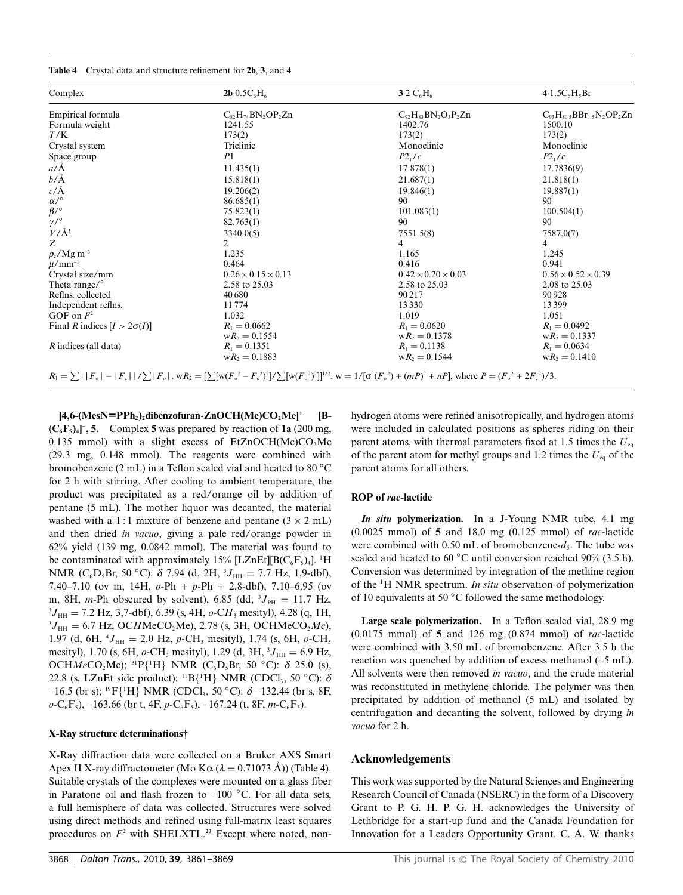**Table 4** Crystal data and structure refinement for **2b**, **3**, and **4**

| Complex | **2b**·0.5$C_6H_6$ | **3**·2 $C_6H_6$ | **4**·1.5$C_6H_5Br$ |
|---|---|---|---|
| Empirical formula | $C_{82}H_{74}BN_2OP_2Zn$ | $C_{92}H_{83}BN_2O_3P_2Zn$ | $C_{93}H_{80.5}BBr_{1.5}N_2OP_2Zn$ |
| Formula weight | 1241.55 | 1402.76 | 1500.10 |
| $T$/K | 173(2) | 173(2) | 173(2) |
| Crystal system | Triclinic | Monoclinic | Monoclinic |
| Space group | $P\bar{1}$ | $P2_1/c$ | $P2_1/c$ |
| $a$/Å | 11.435(1) | 17.878(1) | 17.7836(9) |
| $b$/Å | 15.818(1) | 21.687(1) | 21.818(1) |
| $c$/Å | 19.206(2) | 19.846(1) | 19.887(1) |
| $\alpha$/° | 86.685(1) | 90 | 90 |
| $\beta$/° | 75.823(1) | 101.083(1) | 100.504(1) |
| $\gamma$/° | 82.763(1) | 90 | 90 |
| $V$/Å$^3$ | 3340.0(5) | 7551.5(8) | 7587.0(7) |
| $Z$ | 2 | 4 | 4 |
| $\rho_c$/Mg m$^{-3}$ | 1.235 | 1.165 | 1.245 |
| $\mu$/mm$^{-1}$ | 0.464 | 0.416 | 0.941 |
| Crystal size/mm | 0.26 × 0.15 × 0.13 | 0.42 × 0.20 × 0.03 | 0.56 × 0.52 × 0.39 |
| Theta range/° | 2.58 to 25.03 | 2.58 to 25.03 | 2.08 to 25.03 |
| Reflns. collected | 40 680 | 90 217 | 90 928 |
| Independent reflns. | 11 774 | 13 330 | 13 399 |
| GOF on $F^2$ | 1.032 | 1.019 | 1.051 |
| Final $R$ indices [$I > 2\sigma(I)$] | $R_1 = 0.0662$ | $R_1 = 0.0620$ | $R_1 = 0.0492$ |
| | w$R_2 = 0.1554$ | w$R_2 = 0.1378$ | w$R_2 = 0.1337$ |
| $R$ indices (all data) | $R_1 = 0.1351$ | $R_1 = 0.1138$ | $R_1 = 0.0634$ |
| | w$R_2 = 0.1883$ | w$R_2 = 0.1544$ | w$R_2 = 0.1410$ |

$R_1 = \sum||F_o| - |F_c||/\sum|F_o|$. w$R_2 = [\sum[w(F_o^2 - F_c^2)^2]/\sum[w(F_o^2)^2]]^{1/2}$. $w = 1/[\sigma^2(F_o^2) + (mP)^2 + nP]$, where $P = (F_o^2 + 2F_c^2)/3$.

**[4,6-(MesN=PPh$_2$)$_2$dibenzofuran·ZnOCH(Me)CO$_2$Me]$^+$ [B-(C$_6$F$_5$)$_4$]$^-$, 5.** Complex **5** was prepared by reaction of **1a** (200 mg, 0.135 mmol) with a slight excess of EtZnOCH(Me)CO$_2$Me (29.3 mg, 0.148 mmol). The reagents were combined with bromobenzene (2 mL) in a Teflon sealed vial and heated to 80 °C for 2 h with stirring. After cooling to ambient temperature, the product was precipitated as a red/orange oil by addition of pentane (5 mL). The mother liquor was decanted, the material washed with a 1 : 1 mixture of benzene and pentane (3 × 2 mL) and then dried *in vacuo*, giving a pale red/orange powder in 62% yield (139 mg, 0.0842 mmol). The material was found to be contaminated with approximately 15% [**L**ZnEt][B(C$_6$F$_5$)$_4$]. $^1$H NMR (C$_6$D$_5$Br, 50 °C): $\delta$ 7.94 (d, 2H, $^3J_{HH}$ = 7.7 Hz, 1,9-dbf), 7.40–7.10 (ov m, 14H, *o*-Ph + *p*-Ph + 2,8-dbf), 7.10–6.95 (ov m, 8H, *m*-Ph obscured by solvent), 6.85 (dd, $^3J_{PH}$ = 11.7 Hz, $^3J_{HH}$ = 7.2 Hz, 3,7-dbf), 6.39 (s, 4H, *o*-C*H*$_3$ mesityl), 4.28 (q, 1H, $^3J_{HH}$ = 6.7 Hz, OC*H*MeCO$_2$Me), 2.78 (s, 3H, OCHMeCO$_2$*Me*), 1.97 (d, 6H, $^4J_{HH}$ = 2.0 Hz, *p*-CH$_3$ mesityl), 1.74 (s, 6H, *o*-CH$_3$ mesityl), 1.70 (s, 6H, *o*-CH$_3$ mesityl), 1.29 (d, 3H, $^3J_{HH}$ = 6.9 Hz, OCH*Me*CO$_2$Me); $^{31}$P{$^1$H} NMR (C$_6$D$_5$Br, 50 °C): $\delta$ 25.0 (s), 22.8 (s, **L**ZnEt side product); $^{11}$B{$^1$H} NMR (CDCl$_3$, 50 °C): $\delta$ −16.5 (br s); $^{19}$F{$^1$H} NMR (CDCl$_3$, 50 °C): $\delta$ −132.44 (br s, 8F, *o*-C$_6$F$_5$), −163.66 (br t, 4F, *p*-C$_6$F$_5$), −167.24 (t, 8F, *m*-C$_6$F$_5$).

### X-Ray structure determinations†

X-Ray diffraction data were collected on a Bruker AXS Smart Apex II X-ray diffractometer (Mo Kα ($\lambda$ = 0.71073 Å)) (Table 4). Suitable crystals of the complexes were mounted on a glass fiber in Paratone oil and flash frozen to −100 °C. For all data sets, a full hemisphere of data was collected. Structures were solved using direct methods and refined using full-matrix least squares procedures on $F^2$ with SHELXTL.[23] Except where noted, non-hydrogen atoms were refined anisotropically, and hydrogen atoms were included in calculated positions as spheres riding on their parent atoms, with thermal parameters fixed at 1.5 times the $U_{eq}$ of the parent atom for methyl groups and 1.2 times the $U_{eq}$ of the parent atoms for all others.

### ROP of *rac*-lactide

***In situ* polymerization.** In a J-Young NMR tube, 4.1 mg (0.0025 mmol) of **5** and 18.0 mg (0.125 mmol) of *rac*-lactide were combined with 0.50 mL of bromobenzene-$d_5$. The tube was sealed and heated to 60 °C until conversion reached 90% (3.5 h). Conversion was determined by integration of the methine region of the $^1$H NMR spectrum. *In situ* observation of polymerization of 10 equivalents at 50 °C followed the same methodology.

**Large scale polymerization.** In a Teflon sealed vial, 28.9 mg (0.0175 mmol) of **5** and 126 mg (0.874 mmol) of *rac*-lactide were combined with 3.50 mL of bromobenzene. After 3.5 h the reaction was quenched by addition of excess methanol (~5 mL). All solvents were then removed *in vacuo*, and the crude material was reconstituted in methylene chloride. The polymer was then precipitated by addition of methanol (5 mL) and isolated by centrifugation and decanting the solvent, followed by drying *in vacuo* for 2 h.

## Acknowledgements

This work was supported by the Natural Sciences and Engineering Research Council of Canada (NSERC) in the form of a Discovery Grant to P. G. H. P. G. H. acknowledges the University of Lethbridge for a start-up fund and the Canada Foundation for Innovation for a Leaders Opportunity Grant. C. A. W. thanks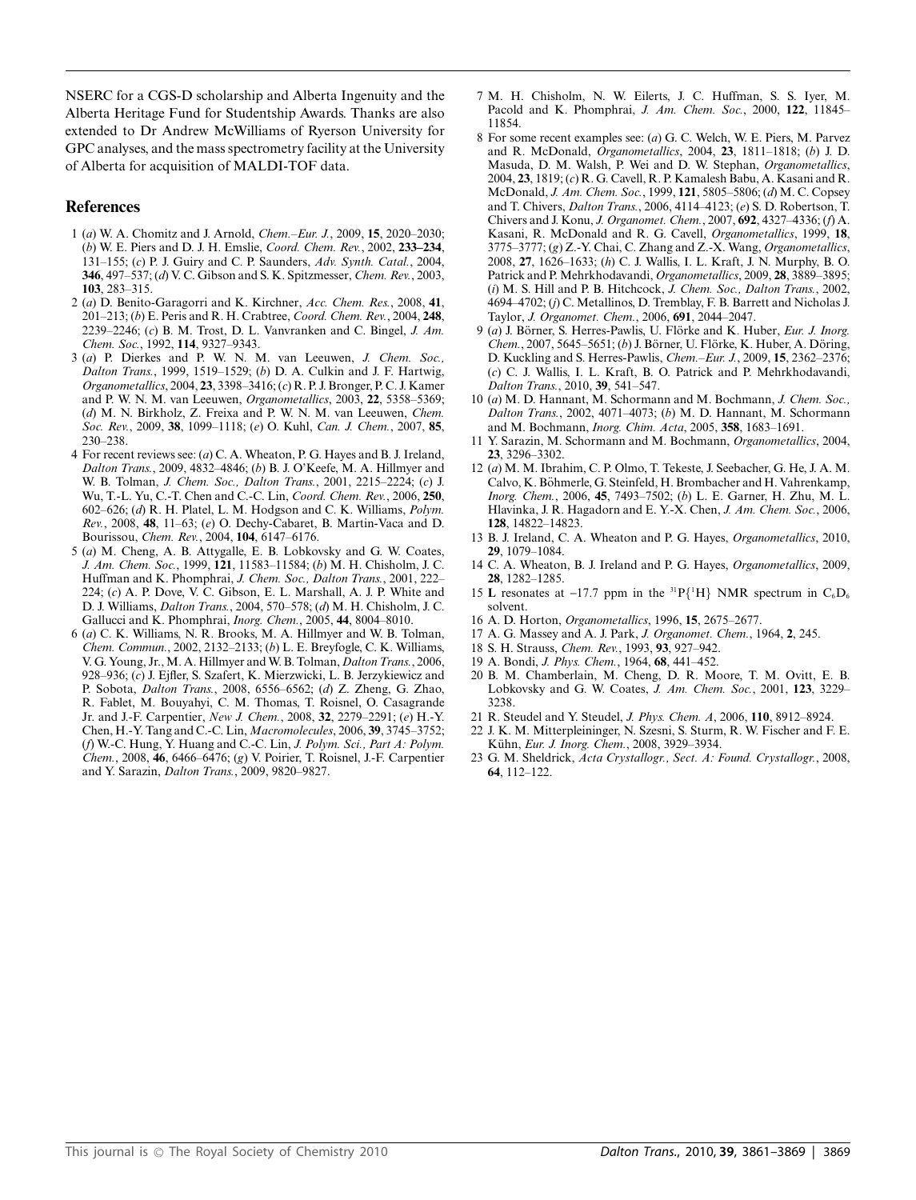NSERC for a CGS-D scholarship and Alberta Ingenuity and the Alberta Heritage Fund for Studentship Awards. Thanks are also extended to Dr Andrew McWilliams of Ryerson University for GPC analyses, and the mass spectrometry facility at the University of Alberta for acquisition of MALDI-TOF data.

## References

1 (*a*) W. A. Chomitz and J. Arnold, *Chem.–Eur. J.*, 2009, **15**, 2020–2030; (*b*) W. E. Piers and D. J. H. Emslie, *Coord. Chem. Rev.*, 2002, **233–234**, 131–155; (*c*) P. J. Guiry and C. P. Saunders, *Adv. Synth. Catal.*, 2004, **346**, 497–537; (*d*) V. C. Gibson and S. K. Spitzmesser, *Chem. Rev.*, 2003, **103**, 283–315.

2 (*a*) D. Benito-Garagorri and K. Kirchner, *Acc. Chem. Res.*, 2008, **41**, 201–213; (*b*) E. Peris and R. H. Crabtree, *Coord. Chem. Rev.*, 2004, **248**, 2239–2246; (*c*) B. M. Trost, D. L. Vanvranken and C. Bingel, *J. Am. Chem. Soc.*, 1992, **114**, 9327–9343.

3 (*a*) P. Dierkes and P. W. N. M. van Leeuwen, *J. Chem. Soc., Dalton Trans.*, 1999, 1519–1529; (*b*) D. A. Culkin and J. F. Hartwig, *Organometallics*, 2004, **23**, 3398–3416; (*c*) R. P. J. Bronger, P. C. J. Kamer and P. W. N. M. van Leeuwen, *Organometallics*, 2003, **22**, 5358–5369; (*d*) M. N. Birkholz, Z. Freixa and P. W. N. M. van Leeuwen, *Chem. Soc. Rev.*, 2009, **38**, 1099–1118; (*e*) O. Kuhl, *Can. J. Chem.*, 2007, **85**, 230–238.

4 For recent reviews see: (*a*) C. A. Wheaton, P. G. Hayes and B. J. Ireland, *Dalton Trans.*, 2009, 4832–4846; (*b*) B. J. O'Keefe, M. A. Hillmyer and W. B. Tolman, *J. Chem. Soc., Dalton Trans.*, 2001, 2215–2224; (*c*) J. Wu, T.-L. Yu, C.-T. Chen and C.-C. Lin, *Coord. Chem. Rev.*, 2006, **250**, 602–626; (*d*) R. H. Platel, L. M. Hodgson and C. K. Williams, *Polym. Rev.*, 2008, **48**, 11–63; (*e*) O. Dechy-Cabaret, B. Martin-Vaca and D. Bourissou, *Chem. Rev.*, 2004, **104**, 6147–6176.

5 (*a*) M. Cheng, A. B. Attygalle, E. B. Lobkovsky and G. W. Coates, *J. Am. Chem. Soc.*, 1999, **121**, 11583–11584; (*b*) M. H. Chisholm, J. C. Huffman and K. Phomphrai, *J. Chem. Soc., Dalton Trans.*, 2001, 222–224; (*c*) A. P. Dove, V. C. Gibson, E. L. Marshall, A. J. P. White and D. J. Williams, *Dalton Trans.*, 2004, 570–578; (*d*) M. H. Chisholm, J. C. Gallucci and K. Phomphrai, *Inorg. Chem.*, 2005, **44**, 8004–8010.

6 (*a*) C. K. Williams, N. R. Brooks, M. A. Hillmyer and W. B. Tolman, *Chem. Commun.*, 2002, 2132–2133; (*b*) L. E. Breyfogle, C. K. Williams, V. G. Young, Jr., M. A. Hillmyer and W. B. Tolman, *Dalton Trans.*, 2006, 928–936; (*c*) J. Ejfler, S. Szafert, K. Mierzwicki, L. B. Jerzykiewicz and P. Sobota, *Dalton Trans.*, 2008, 6556–6562; (*d*) Z. Zheng, G. Zhao, R. Fablet, M. Bouyahyi, C. M. Thomas, T. Roisnel, O. Casagrande Jr. and J.-F. Carpentier, *New J. Chem.*, 2008, **32**, 2279–2291; (*e*) H.-Y. Chen, H.-Y. Tang and C.-C. Lin, *Macromolecules*, 2006, **39**, 3745–3752; (*f*) W.-C. Hung, Y. Huang and C.-C. Lin, *J. Polym. Sci., Part A: Polym. Chem.*, 2008, **46**, 6466–6476; (*g*) V. Poirier, T. Roisnel, J.-F. Carpentier and Y. Sarazin, *Dalton Trans.*, 2009, 9820–9827.

7 M. H. Chisholm, N. W. Eilerts, J. C. Huffman, S. S. Iyer, M. Pacold and K. Phomphrai, *J. Am. Chem. Soc.*, 2000, **122**, 11845–11854.

8 For some recent examples see: (*a*) G. C. Welch, W. E. Piers, M. Parvez and R. McDonald, *Organometallics*, 2004, **23**, 1811–1818; (*b*) J. D. Masuda, D. M. Walsh, P. Wei and D. W. Stephan, *Organometallics*, 2004, **23**, 1819; (*c*) R. G. Cavell, R. P. Kamalesh Babu, A. Kasani and R. McDonald, *J. Am. Chem. Soc.*, 1999, **121**, 5805–5806; (*d*) M. C. Copsey and T. Chivers, *Dalton Trans.*, 2006, 4114–4123; (*e*) S. D. Robertson, T. Chivers and J. Konu, *J. Organomet. Chem.*, 2007, **692**, 4327–4336; (*f*) A. Kasani, R. McDonald and R. G. Cavell, *Organometallics*, 1999, **18**, 3775–3777; (*g*) Z.-Y. Chai, C. Zhang and Z.-X. Wang, *Organometallics*, 2008, **27**, 1626–1633; (*h*) C. J. Wallis, I. L. Kraft, J. N. Murphy, B. O. Patrick and P. Mehrkhodavandi, *Organometallics*, 2009, **28**, 3889–3895; (*i*) M. S. Hill and P. B. Hitchcock, *J. Chem. Soc., Dalton Trans.*, 2002, 4694–4702; (*j*) C. Metallinos, D. Tremblay, F. B. Barrett and Nicholas J. Taylor, *J. Organomet. Chem.*, 2006, **691**, 2044–2047.

9 (*a*) J. Börner, S. Herres-Pawlis, U. Flörke and K. Huber, *Eur. J. Inorg. Chem.*, 2007, 5645–5651; (*b*) J. Börner, U. Flörke, K. Huber, A. Döring, D. Kuckling and S. Herres-Pawlis, *Chem.–Eur. J.*, 2009, **15**, 2362–2376; (*c*) C. J. Wallis, I. L. Kraft, B. O. Patrick and P. Mehrkhodavandi, *Dalton Trans.*, 2010, **39**, 541–547.

10 (*a*) M. D. Hannant, M. Schormann and M. Bochmann, *J. Chem. Soc., Dalton Trans.*, 2002, 4071–4073; (*b*) M. D. Hannant, M. Schormann and M. Bochmann, *Inorg. Chim. Acta*, 2005, **358**, 1683–1691.

11 Y. Sarazin, M. Schormann and M. Bochmann, *Organometallics*, 2004, **23**, 3296–3302.

12 (*a*) M. M. Ibrahim, C. P. Olmo, T. Tekeste, J. Seebacher, G. He, J. A. M. Calvo, K. Böhmerle, G. Steinfeld, H. Brombacher and H. Vahrenkamp, *Inorg. Chem.*, 2006, **45**, 7493–7502; (*b*) L. E. Garner, H. Zhu, M. L. Hlavinka, J. R. Hagadorn and E. Y.-X. Chen, *J. Am. Chem. Soc.*, 2006, **128**, 14822–14823.

13 B. J. Ireland, C. A. Wheaton and P. G. Hayes, *Organometallics*, 2010, **29**, 1079–1084.

14 C. A. Wheaton, B. J. Ireland and P. G. Hayes, *Organometallics*, 2009, **28**, 1282–1285.

15 **L** resonates at −17.7 ppm in the $^{31}P\{^{1}H\}$ NMR spectrum in $C_6D_6$ solvent.

16 A. D. Horton, *Organometallics*, 1996, **15**, 2675–2677.

17 A. G. Massey and A. J. Park, *J. Organomet. Chem.*, 1964, **2**, 245.

18 S. H. Strauss, *Chem. Rev.*, 1993, **93**, 927–942.

19 A. Bondi, *J. Phys. Chem.*, 1964, **68**, 441–452.

20 B. M. Chamberlain, M. Cheng, D. R. Moore, T. M. Ovitt, E. B. Lobkovsky and G. W. Coates, *J. Am. Chem. Soc.*, 2001, **123**, 3229–3238.

21 R. Steudel and Y. Steudel, *J. Phys. Chem. A*, 2006, **110**, 8912–8924.

22 J. K. M. Mitterpleininger, N. Szesni, S. Sturm, R. W. Fischer and F. E. Kühn, *Eur. J. Inorg. Chem.*, 2008, 3929–3934.

23 G. M. Sheldrick, *Acta Crystallogr., Sect. A: Found. Crystallogr.*, 2008, **64**, 112–122.